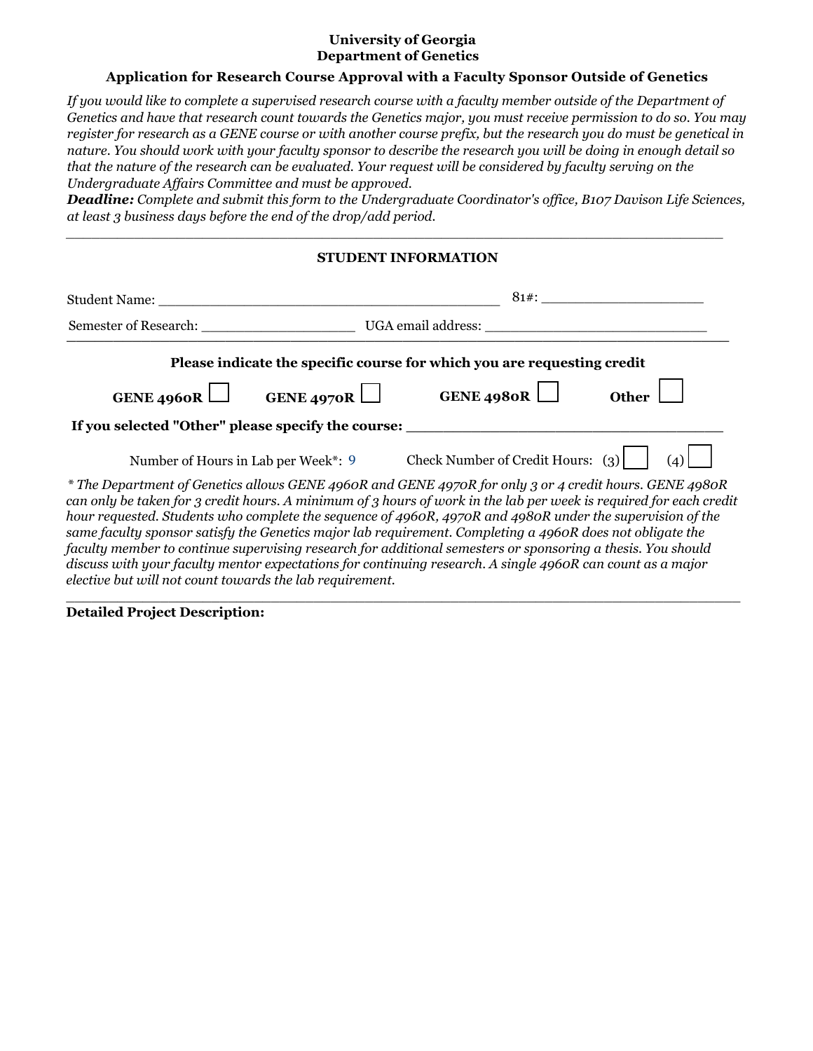**University of Georgia**
**Department of Genetics**

**Application for Research Course Approval with a Faculty Sponsor Outside of Genetics**

*If you would like to complete a supervised research course with a faculty member outside of the Department of Genetics and have that research count towards the Genetics major, you must receive permission to do so. You may register for research as a GENE course or with another course prefix, but the research you do must be genetical in nature. You should work with your faculty sponsor to describe the research you will be doing in enough detail so that the nature of the research can be evaluated. Your request will be considered by faculty serving on the Undergraduate Affairs Committee and must be approved.*

***Deadline:*** *Complete and submit this form to the Undergraduate Coordinator's office, B107 Davison Life Sciences, at least 3 business days before the end of the drop/add period.*

---

**STUDENT INFORMATION**

Student Name: ________________________________________ 81#: ___________________

Semester of Research: __________________ UGA email address: ___________________________

---

**Please indicate the specific course for which you are requesting credit**

**GENE 4960R** ☐ **GENE 4970R** ☐ **GENE 4980R** ☐ **Other** ☐

**If you selected "Other" please specify the course:** ___________________________________

Number of Hours in Lab per Week*: 9 Check Number of Credit Hours: (3) ☐ (4) ☐

*\* The Department of Genetics allows GENE 4960R and GENE 4970R for only 3 or 4 credit hours. GENE 4980R can only be taken for 3 credit hours. A minimum of 3 hours of work in the lab per week is required for each credit hour requested. Students who complete the sequence of 4960R, 4970R and 4980R under the supervision of the same faculty sponsor satisfy the Genetics major lab requirement. Completing a 4960R does not obligate the faculty member to continue supervising research for additional semesters or sponsoring a thesis. You should discuss with your faculty mentor expectations for continuing research. A single 4960R can count as a major elective but will not count towards the lab requirement.*

---

**Detailed Project Description:**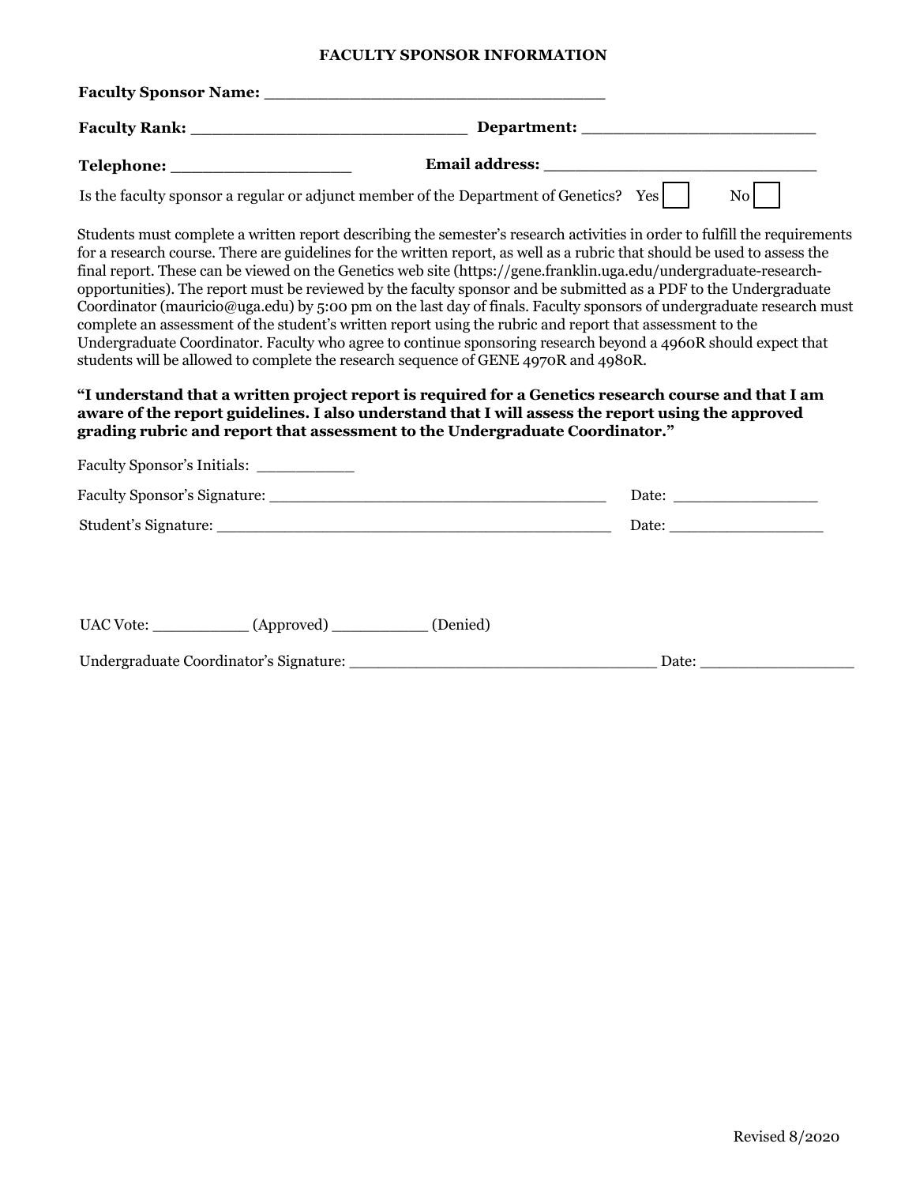## FACULTY SPONSOR INFORMATION

**Faculty Sponsor Name:** ________________________________

**Faculty Rank:** __________________________ **Department:** ______________________

**Telephone:** _________________ **Email address:** __________________________

Is the faculty sponsor a regular or adjunct member of the Department of Genetics? Yes ☐ No ☐

Students must complete a written report describing the semester's research activities in order to fulfill the requirements for a research course. There are guidelines for the written report, as well as a rubric that should be used to assess the final report. These can be viewed on the Genetics web site (https://gene.franklin.uga.edu/undergraduate-research-opportunities). The report must be reviewed by the faculty sponsor and be submitted as a PDF to the Undergraduate Coordinator (mauricio@uga.edu) by 5:00 pm on the last day of finals. Faculty sponsors of undergraduate research must complete an assessment of the student's written report using the rubric and report that assessment to the Undergraduate Coordinator. Faculty who agree to continue sponsoring research beyond a 4960R should expect that students will be allowed to complete the research sequence of GENE 4970R and 4980R.

**"I understand that a written project report is required for a Genetics research course and that I am aware of the report guidelines. I also understand that I will assess the report using the approved grading rubric and report that assessment to the Undergraduate Coordinator."**

Faculty Sponsor's Initials: __________

Faculty Sponsor's Signature: ___________________________________ Date: _______________

Student's Signature: __________________________________________ Date: ________________

UAC Vote: __________ (Approved) __________ (Denied)

Undergraduate Coordinator's Signature: _________________________________ Date: ________________

Revised 8/2020